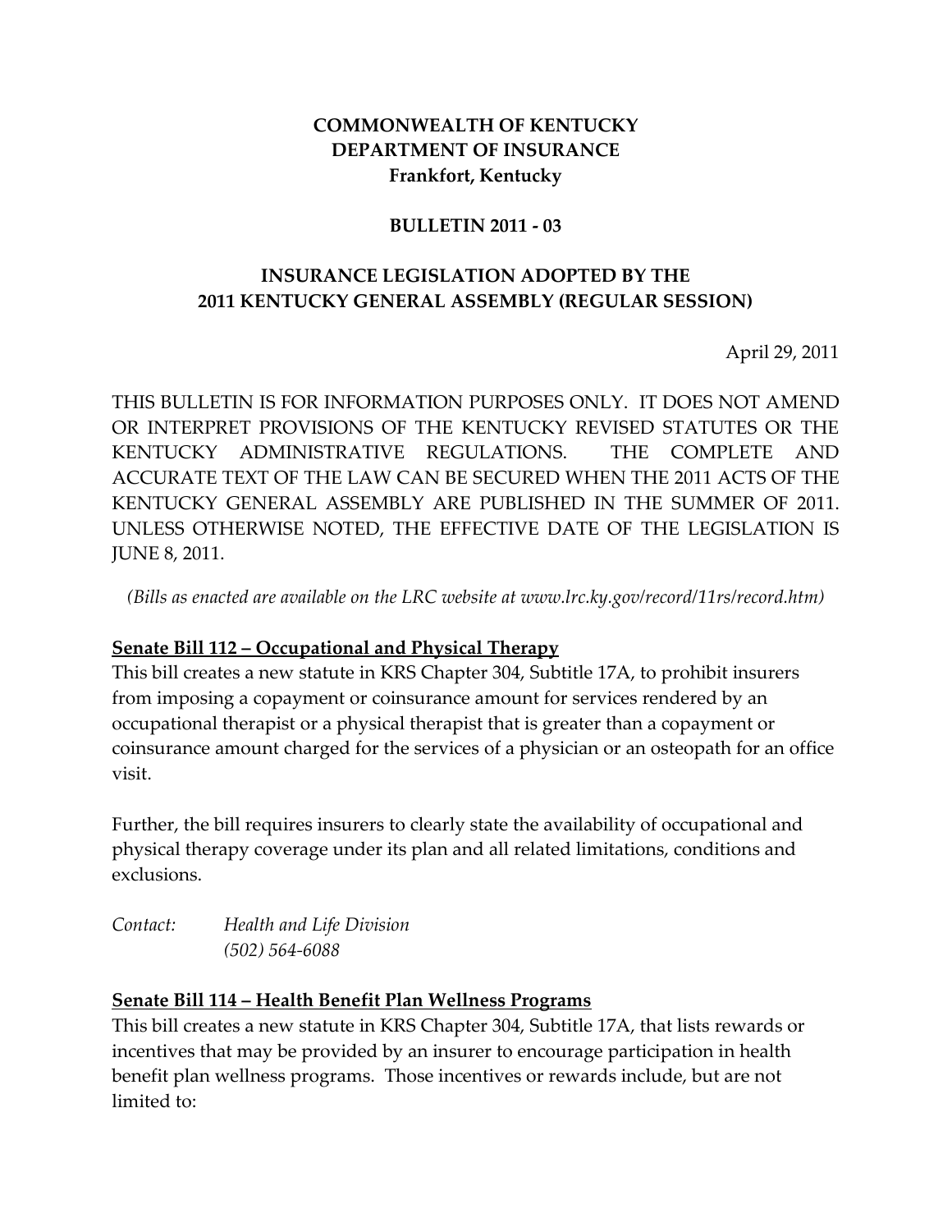**COMMONWEALTH OF KENTUCKY**
**DEPARTMENT OF INSURANCE**
**Frankfort, Kentucky**

**BULLETIN 2011 - 03**

**INSURANCE LEGISLATION ADOPTED BY THE 2011 KENTUCKY GENERAL ASSEMBLY (REGULAR SESSION)**

April 29, 2011

THIS BULLETIN IS FOR INFORMATION PURPOSES ONLY. IT DOES NOT AMEND OR INTERPRET PROVISIONS OF THE KENTUCKY REVISED STATUTES OR THE KENTUCKY ADMINISTRATIVE REGULATIONS. THE COMPLETE AND ACCURATE TEXT OF THE LAW CAN BE SECURED WHEN THE 2011 ACTS OF THE KENTUCKY GENERAL ASSEMBLY ARE PUBLISHED IN THE SUMMER OF 2011. UNLESS OTHERWISE NOTED, THE EFFECTIVE DATE OF THE LEGISLATION IS JUNE 8, 2011.

*(Bills as enacted are available on the LRC website at www.lrc.ky.gov/record/11rs/record.htm)*

**Senate Bill 112 – Occupational and Physical Therapy**

This bill creates a new statute in KRS Chapter 304, Subtitle 17A, to prohibit insurers from imposing a copayment or coinsurance amount for services rendered by an occupational therapist or a physical therapist that is greater than a copayment or coinsurance amount charged for the services of a physician or an osteopath for an office visit.

Further, the bill requires insurers to clearly state the availability of occupational and physical therapy coverage under its plan and all related limitations, conditions and exclusions.

*Contact:* *Health and Life Division*
*(502) 564-6088*

**Senate Bill 114 – Health Benefit Plan Wellness Programs**

This bill creates a new statute in KRS Chapter 304, Subtitle 17A, that lists rewards or incentives that may be provided by an insurer to encourage participation in health benefit plan wellness programs. Those incentives or rewards include, but are not limited to: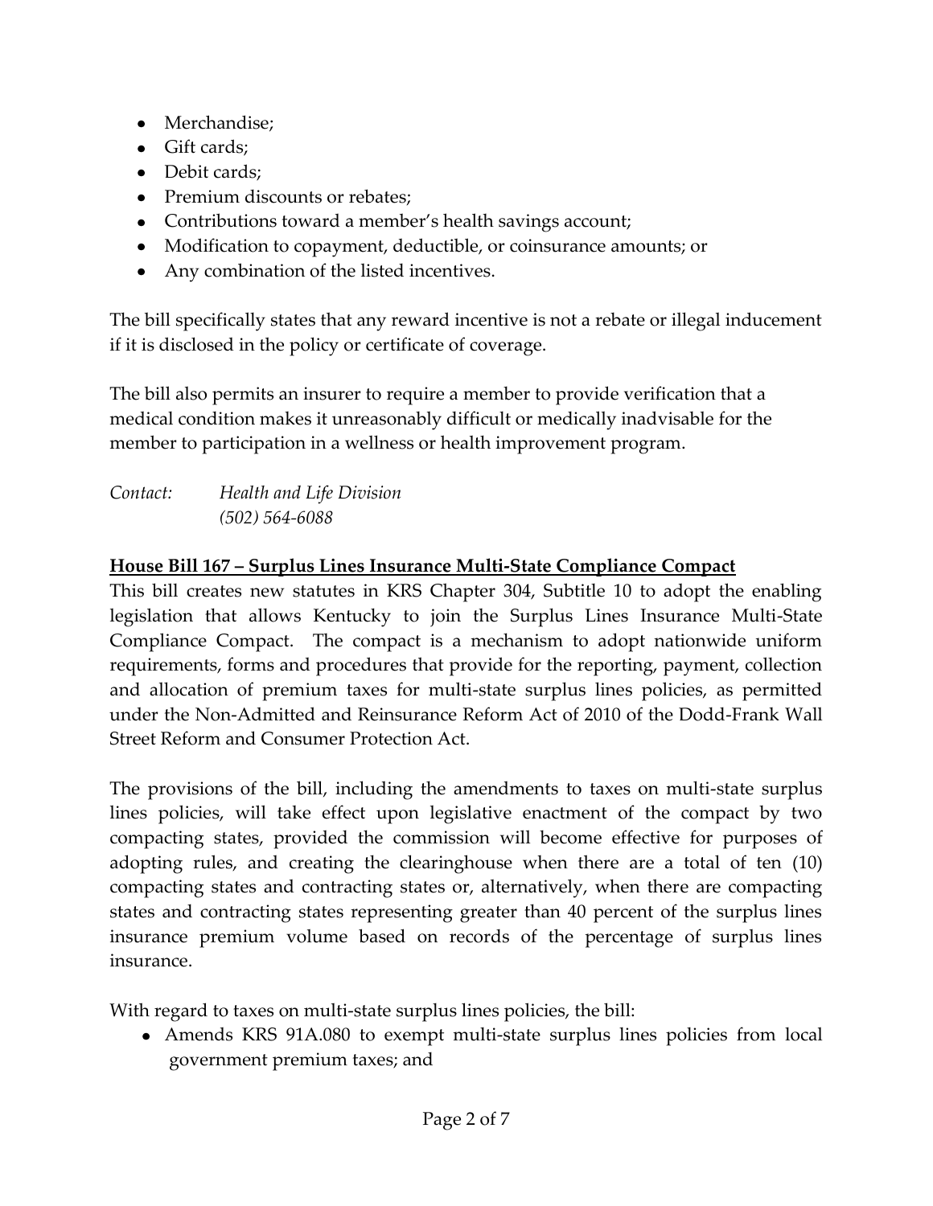- Merchandise;
- Gift cards;
- Debit cards;
- Premium discounts or rebates;
- Contributions toward a member's health savings account;
- Modification to copayment, deductible, or coinsurance amounts; or
- Any combination of the listed incentives.

The bill specifically states that any reward incentive is not a rebate or illegal inducement if it is disclosed in the policy or certificate of coverage.

The bill also permits an insurer to require a member to provide verification that a medical condition makes it unreasonably difficult or medically inadvisable for the member to participation in a wellness or health improvement program.

*Contact:* *Health and Life Division*
*(502) 564-6088*

**<u>House Bill 167 – Surplus Lines Insurance Multi-State Compliance Compact</u>**

This bill creates new statutes in KRS Chapter 304, Subtitle 10 to adopt the enabling legislation that allows Kentucky to join the Surplus Lines Insurance Multi-State Compliance Compact. The compact is a mechanism to adopt nationwide uniform requirements, forms and procedures that provide for the reporting, payment, collection and allocation of premium taxes for multi-state surplus lines policies, as permitted under the Non-Admitted and Reinsurance Reform Act of 2010 of the Dodd-Frank Wall Street Reform and Consumer Protection Act.

The provisions of the bill, including the amendments to taxes on multi-state surplus lines policies, will take effect upon legislative enactment of the compact by two compacting states, provided the commission will become effective for purposes of adopting rules, and creating the clearinghouse when there are a total of ten (10) compacting states and contracting states or, alternatively, when there are compacting states and contracting states representing greater than 40 percent of the surplus lines insurance premium volume based on records of the percentage of surplus lines insurance.

With regard to taxes on multi-state surplus lines policies, the bill:

- Amends KRS 91A.080 to exempt multi-state surplus lines policies from local government premium taxes; and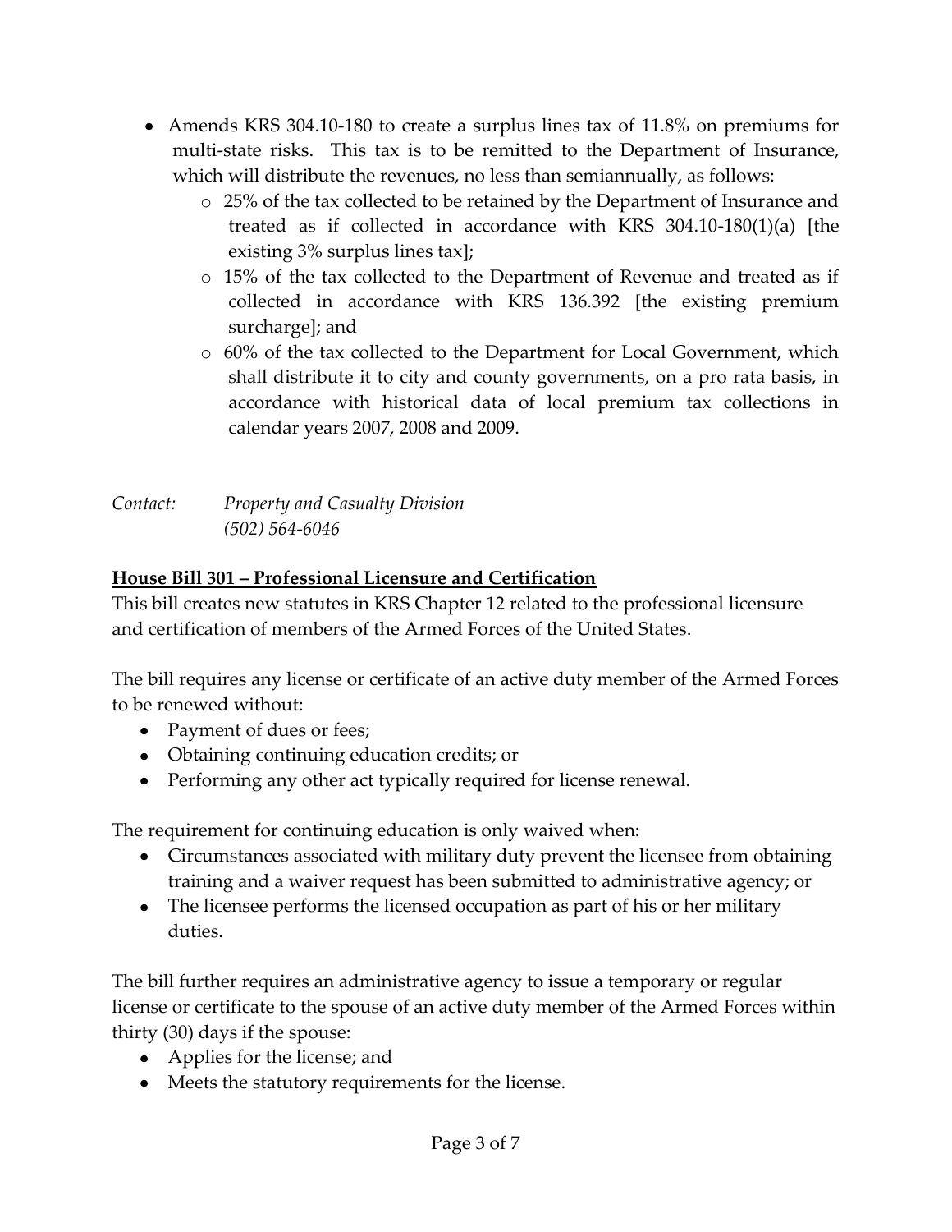- Amends KRS 304.10-180 to create a surplus lines tax of 11.8% on premiums for multi-state risks. This tax is to be remitted to the Department of Insurance, which will distribute the revenues, no less than semiannually, as follows:
  - 25% of the tax collected to be retained by the Department of Insurance and treated as if collected in accordance with KRS 304.10-180(1)(a) [the existing 3% surplus lines tax];
  - 15% of the tax collected to the Department of Revenue and treated as if collected in accordance with KRS 136.392 [the existing premium surcharge]; and
  - 60% of the tax collected to the Department for Local Government, which shall distribute it to city and county governments, on a pro rata basis, in accordance with historical data of local premium tax collections in calendar years 2007, 2008 and 2009.

*Contact:* *Property and Casualty Division*
*(502) 564-6046*

**House Bill 301 – Professional Licensure and Certification**

This bill creates new statutes in KRS Chapter 12 related to the professional licensure and certification of members of the Armed Forces of the United States.

The bill requires any license or certificate of an active duty member of the Armed Forces to be renewed without:

- Payment of dues or fees;
- Obtaining continuing education credits; or
- Performing any other act typically required for license renewal.

The requirement for continuing education is only waived when:

- Circumstances associated with military duty prevent the licensee from obtaining training and a waiver request has been submitted to administrative agency; or
- The licensee performs the licensed occupation as part of his or her military duties.

The bill further requires an administrative agency to issue a temporary or regular license or certificate to the spouse of an active duty member of the Armed Forces within thirty (30) days if the spouse:

- Applies for the license; and
- Meets the statutory requirements for the license.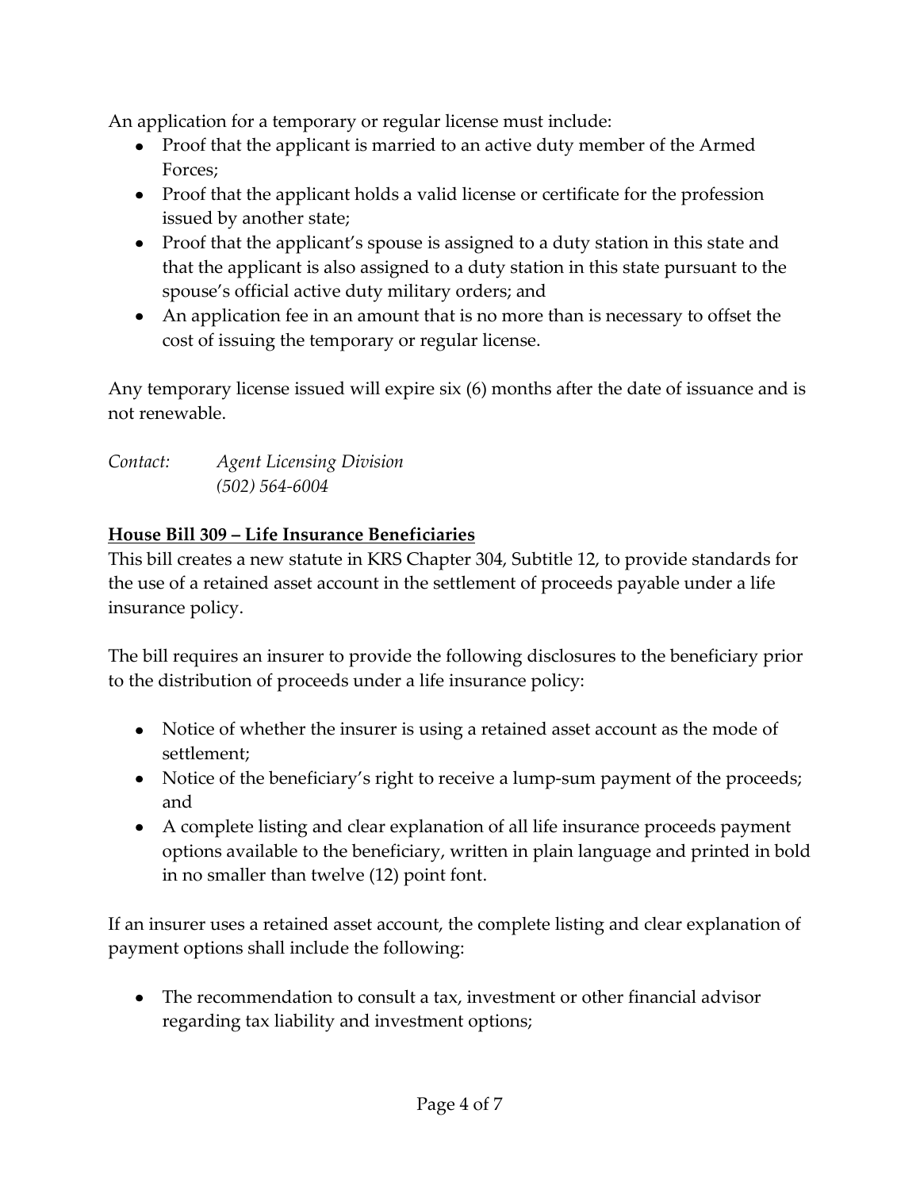An application for a temporary or regular license must include:

- Proof that the applicant is married to an active duty member of the Armed Forces;
- Proof that the applicant holds a valid license or certificate for the profession issued by another state;
- Proof that the applicant's spouse is assigned to a duty station in this state and that the applicant is also assigned to a duty station in this state pursuant to the spouse's official active duty military orders; and
- An application fee in an amount that is no more than is necessary to offset the cost of issuing the temporary or regular license.

Any temporary license issued will expire six (6) months after the date of issuance and is not renewable.

*Contact:* *Agent Licensing Division*
*(502) 564-6004*

**House Bill 309 – Life Insurance Beneficiaries**

This bill creates a new statute in KRS Chapter 304, Subtitle 12, to provide standards for the use of a retained asset account in the settlement of proceeds payable under a life insurance policy.

The bill requires an insurer to provide the following disclosures to the beneficiary prior to the distribution of proceeds under a life insurance policy:

- Notice of whether the insurer is using a retained asset account as the mode of settlement;
- Notice of the beneficiary's right to receive a lump-sum payment of the proceeds; and
- A complete listing and clear explanation of all life insurance proceeds payment options available to the beneficiary, written in plain language and printed in bold in no smaller than twelve (12) point font.

If an insurer uses a retained asset account, the complete listing and clear explanation of payment options shall include the following:

- The recommendation to consult a tax, investment or other financial advisor regarding tax liability and investment options;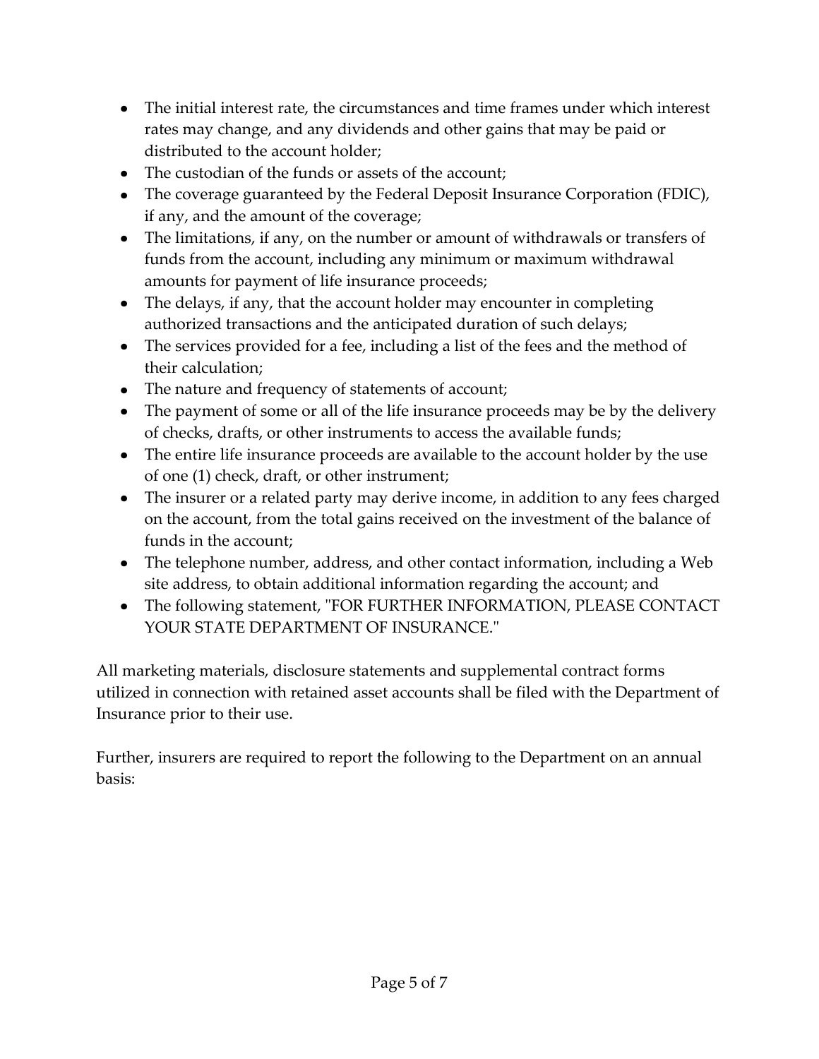- The initial interest rate, the circumstances and time frames under which interest rates may change, and any dividends and other gains that may be paid or distributed to the account holder;
- The custodian of the funds or assets of the account;
- The coverage guaranteed by the Federal Deposit Insurance Corporation (FDIC), if any, and the amount of the coverage;
- The limitations, if any, on the number or amount of withdrawals or transfers of funds from the account, including any minimum or maximum withdrawal amounts for payment of life insurance proceeds;
- The delays, if any, that the account holder may encounter in completing authorized transactions and the anticipated duration of such delays;
- The services provided for a fee, including a list of the fees and the method of their calculation;
- The nature and frequency of statements of account;
- The payment of some or all of the life insurance proceeds may be by the delivery of checks, drafts, or other instruments to access the available funds;
- The entire life insurance proceeds are available to the account holder by the use of one (1) check, draft, or other instrument;
- The insurer or a related party may derive income, in addition to any fees charged on the account, from the total gains received on the investment of the balance of funds in the account;
- The telephone number, address, and other contact information, including a Web site address, to obtain additional information regarding the account; and
- The following statement, "FOR FURTHER INFORMATION, PLEASE CONTACT YOUR STATE DEPARTMENT OF INSURANCE."

All marketing materials, disclosure statements and supplemental contract forms utilized in connection with retained asset accounts shall be filed with the Department of Insurance prior to their use.

Further, insurers are required to report the following to the Department on an annual basis: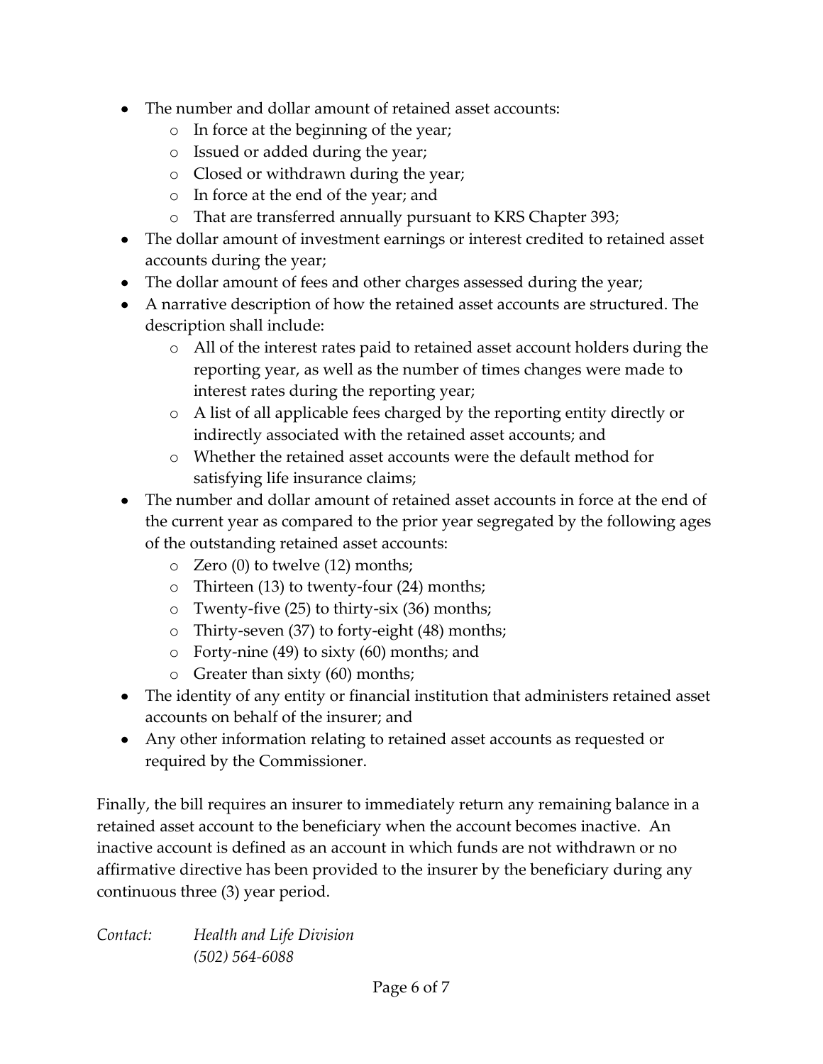- The number and dollar amount of retained asset accounts:
    - In force at the beginning of the year;
    - Issued or added during the year;
    - Closed or withdrawn during the year;
    - In force at the end of the year; and
    - That are transferred annually pursuant to KRS Chapter 393;
- The dollar amount of investment earnings or interest credited to retained asset accounts during the year;
- The dollar amount of fees and other charges assessed during the year;
- A narrative description of how the retained asset accounts are structured. The description shall include:
    - All of the interest rates paid to retained asset account holders during the reporting year, as well as the number of times changes were made to interest rates during the reporting year;
    - A list of all applicable fees charged by the reporting entity directly or indirectly associated with the retained asset accounts; and
    - Whether the retained asset accounts were the default method for satisfying life insurance claims;
- The number and dollar amount of retained asset accounts in force at the end of the current year as compared to the prior year segregated by the following ages of the outstanding retained asset accounts:
    - Zero (0) to twelve (12) months;
    - Thirteen (13) to twenty-four (24) months;
    - Twenty-five (25) to thirty-six (36) months;
    - Thirty-seven (37) to forty-eight (48) months;
    - Forty-nine (49) to sixty (60) months; and
    - Greater than sixty (60) months;
- The identity of any entity or financial institution that administers retained asset accounts on behalf of the insurer; and
- Any other information relating to retained asset accounts as requested or required by the Commissioner.

Finally, the bill requires an insurer to immediately return any remaining balance in a retained asset account to the beneficiary when the account becomes inactive. An inactive account is defined as an account in which funds are not withdrawn or no affirmative directive has been provided to the insurer by the beneficiary during any continuous three (3) year period.

*Contact:* *Health and Life Division*
*(502) 564-6088*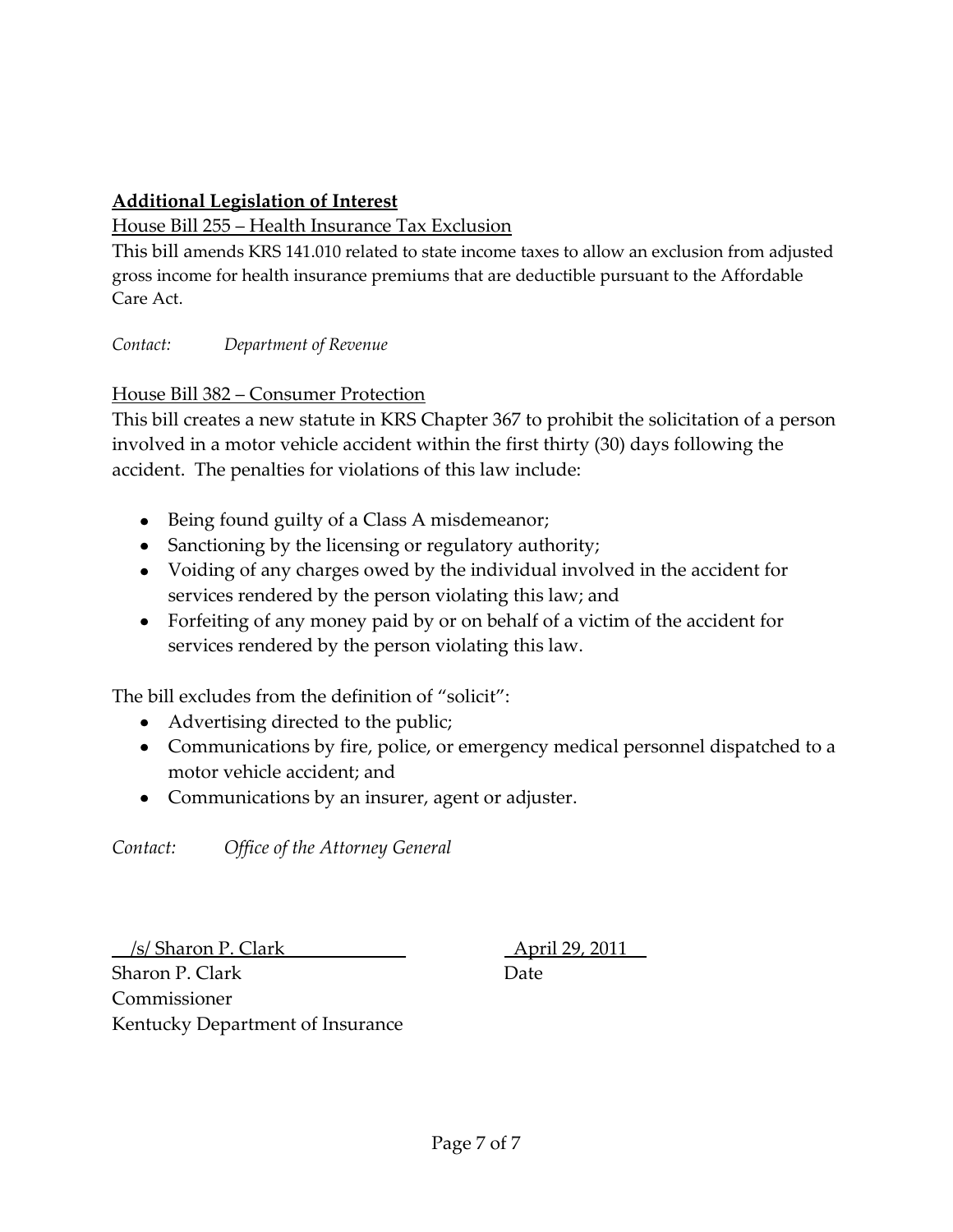**Additional Legislation of Interest**

House Bill 255 – Health Insurance Tax Exclusion

This bill amends KRS 141.010 related to state income taxes to allow an exclusion from adjusted gross income for health insurance premiums that are deductible pursuant to the Affordable Care Act.

*Contact: Department of Revenue*

House Bill 382 – Consumer Protection

This bill creates a new statute in KRS Chapter 367 to prohibit the solicitation of a person involved in a motor vehicle accident within the first thirty (30) days following the accident. The penalties for violations of this law include:

- Being found guilty of a Class A misdemeanor;
- Sanctioning by the licensing or regulatory authority;
- Voiding of any charges owed by the individual involved in the accident for services rendered by the person violating this law; and
- Forfeiting of any money paid by or on behalf of a victim of the accident for services rendered by the person violating this law.

The bill excludes from the definition of "solicit":

- Advertising directed to the public;
- Communications by fire, police, or emergency medical personnel dispatched to a motor vehicle accident; and
- Communications by an insurer, agent or adjuster.

*Contact: Office of the Attorney General*

/s/ Sharon P. Clark  
Sharon P. Clark  
Commissioner  
Kentucky Department of Insurance

April 29, 2011  
Date